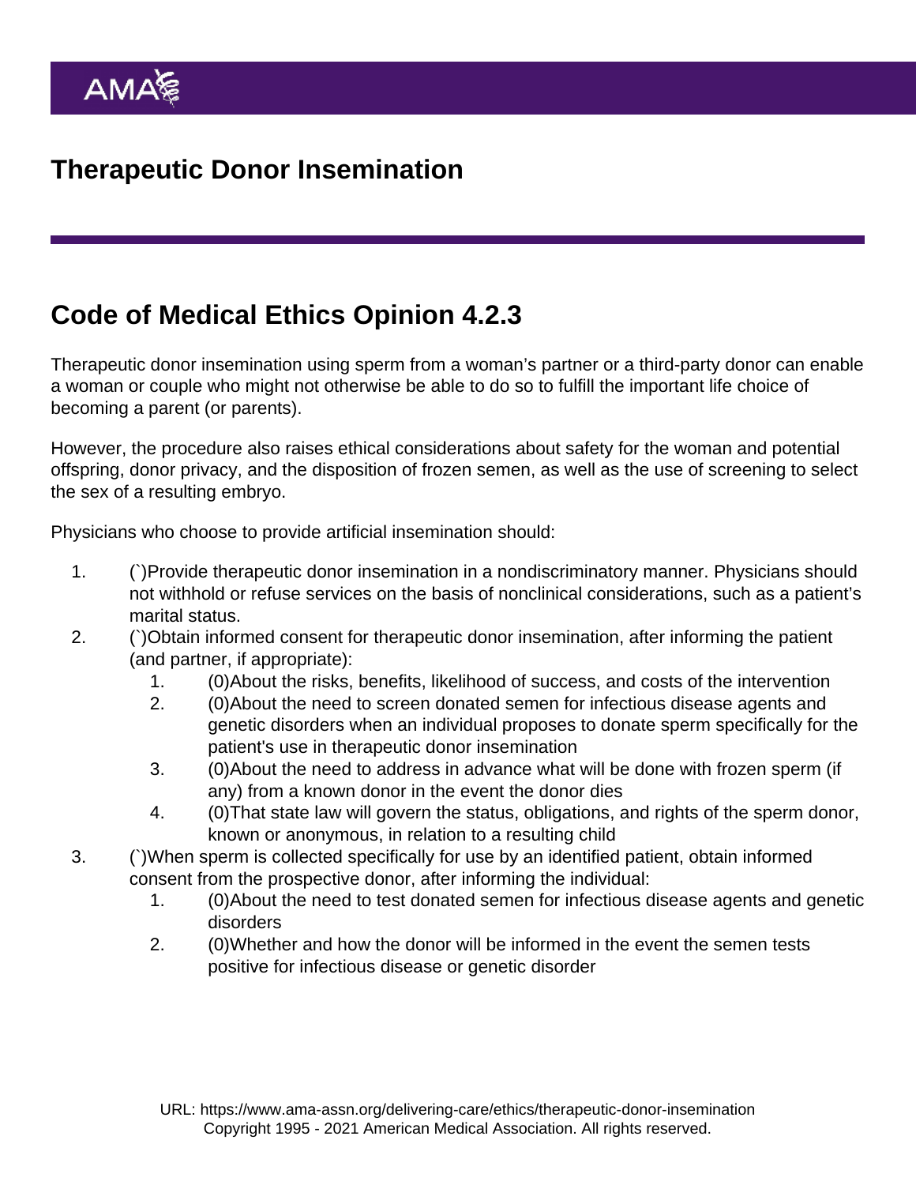# Therapeutic Donor Insemination

## Code of Medical Ethics Opinion 4.2.3

Therapeutic donor insemination using sperm from a woman's partner or a third-party donor can enable a woman or couple who might not otherwise be able to do so to fulfill the important life choice of becoming a parent (or parents).

However, the procedure also raises ethical considerations about safety for the woman and potential offspring, donor privacy, and the disposition of frozen semen, as well as the use of screening to select the sex of a resulting embryo.

Physicians who choose to provide artificial insemination should:

1. (`)Provide therapeutic donor insemination in a nondiscriminatory manner. Physicians should not withhold or refuse services on the basis of nonclinical considerations, such as a patient's marital status.
2. (`)Obtain informed consent for therapeutic donor insemination, after informing the patient (and partner, if appropriate):
   1. (0)About the risks, benefits, likelihood of success, and costs of the intervention
   2. (0)About the need to screen donated semen for infectious disease agents and genetic disorders when an individual proposes to donate sperm specifically for the patient's use in therapeutic donor insemination
   3. (0)About the need to address in advance what will be done with frozen sperm (if any) from a known donor in the event the donor dies
   4. (0)That state law will govern the status, obligations, and rights of the sperm donor, known or anonymous, in relation to a resulting child
3. (`)When sperm is collected specifically for use by an identified patient, obtain informed consent from the prospective donor, after informing the individual:
   1. (0)About the need to test donated semen for infectious disease agents and genetic disorders
   2. (0)Whether and how the donor will be informed in the event the semen tests positive for infectious disease or genetic disorder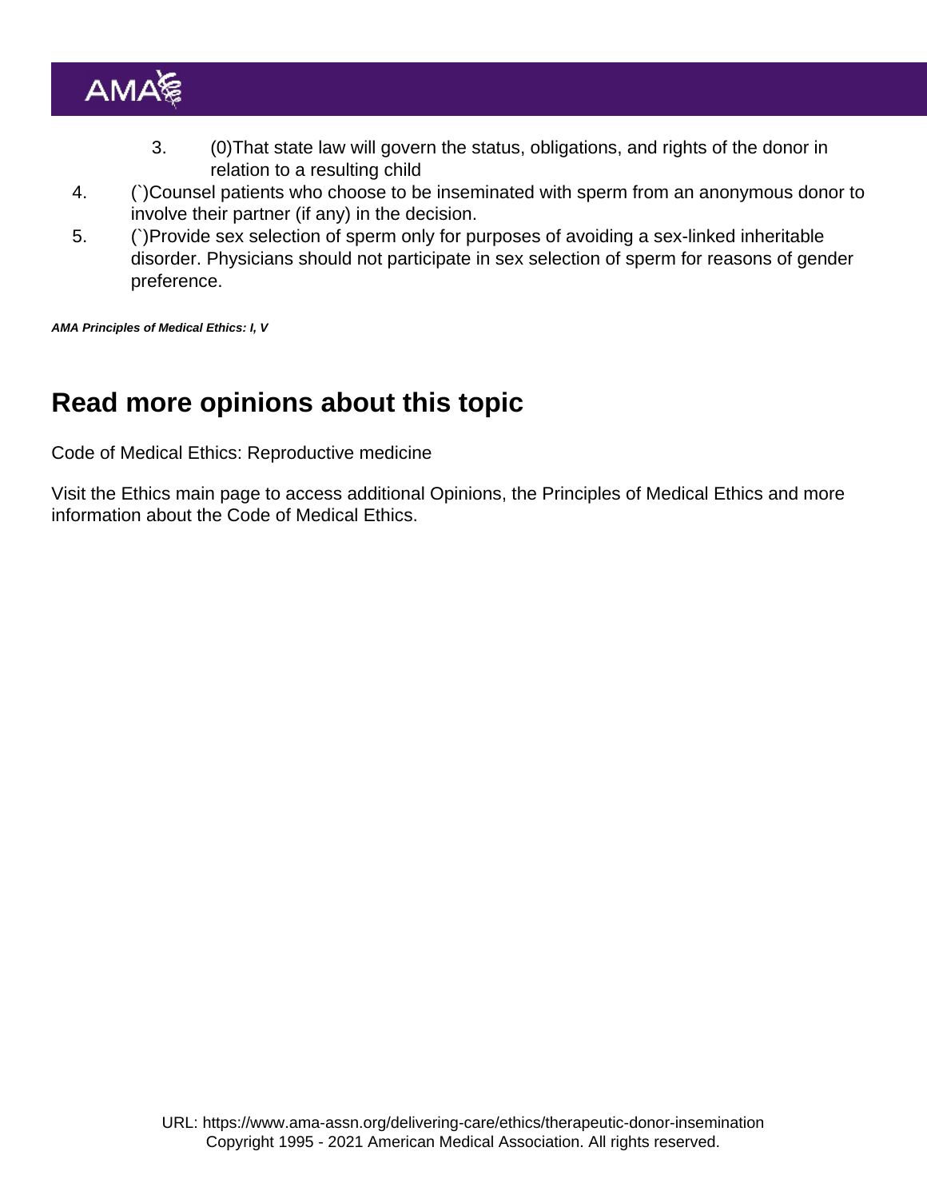3. (0)That state law will govern the status, obligations, and rights of the donor in relation to a resulting child

4. (`)Counsel patients who choose to be inseminated with sperm from an anonymous donor to involve their partner (if any) in the decision.
5. (`)Provide sex selection of sperm only for purposes of avoiding a sex-linked inheritable disorder. Physicians should not participate in sex selection of sperm for reasons of gender preference.

***AMA Principles of Medical Ethics: I, V***

## Read more opinions about this topic

Code of Medical Ethics: Reproductive medicine

Visit the Ethics main page to access additional Opinions, the Principles of Medical Ethics and more information about the Code of Medical Ethics.

URL: https://www.ama-assn.org/delivering-care/ethics/therapeutic-donor-insemination
Copyright 1995 - 2021 American Medical Association. All rights reserved.